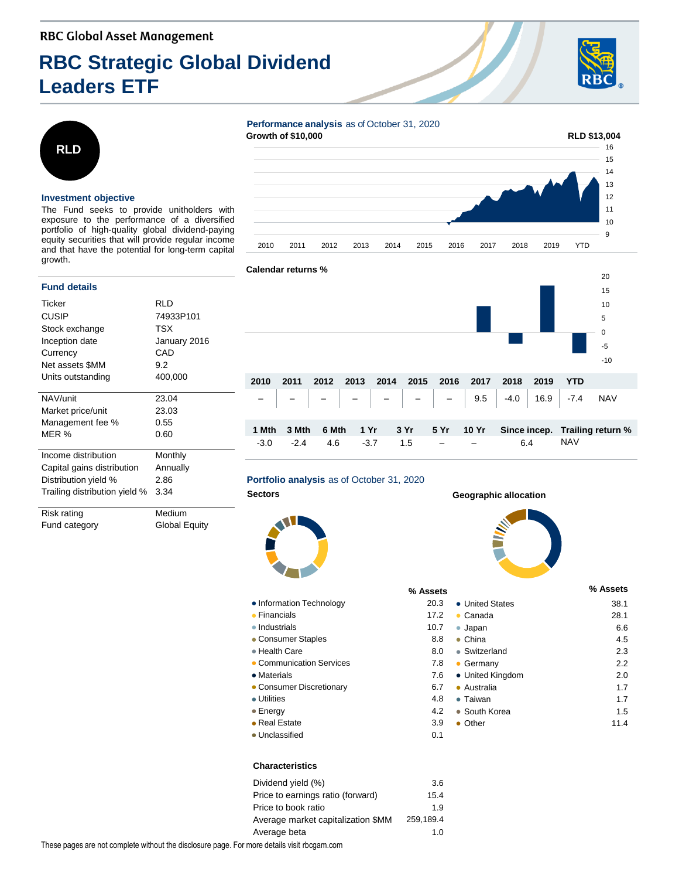RBC Global Asset Management

# RBC Strategic Global Dividend Leaders ETF

**RLD**

## Investment objective

The Fund seeks to provide unitholders with exposure to the performance of a diversified portfolio of high-quality global dividend-paying equity securities that will provide regular income and that have the potential for long-term capital growth.

## Fund details

| | |
|---|---|
| Ticker | RLD |
| CUSIP | 74933P101 |
| Stock exchange | TSX |
| Inception date | January 2016 |
| Currency | CAD |
| Net assets $MM | 9.2 |
| Units outstanding | 400,000 |
| NAV/unit | 23.04 |
| Market price/unit | 23.03 |
| Management fee % | 0.55 |
| MER % | 0.60 |
| Income distribution | Monthly |
| Capital gains distribution | Annually |
| Distribution yield % | 2.86 |
| Trailing distribution yield % | 3.34 |
| Risk rating | Medium |
| Fund category | Global Equity |

## Performance analysis as of October 31, 2020

**Growth of $10,000**

RLD $13,004

**Calendar returns %**

| 2010 | 2011 | 2012 | 2013 | 2014 | 2015 | 2016 | 2017 | 2018 | 2019 | YTD | |
|---|---|---|---|---|---|---|---|---|---|---|---|
| – | – | – | – | – | – | – | 9.5 | -4.0 | 16.9 | -7.4 | NAV |

| 1 Mth | 3 Mth | 6 Mth | 1 Yr | 3 Yr | 5 Yr | 10 Yr | Since incep. | Trailing return % |
|---|---|---|---|---|---|---|---|---|
| -3.0 | -2.4 | 4.6 | -3.7 | 1.5 | – | – | 6.4 | NAV |

## Portfolio analysis as of October 31, 2020

**Sectors**

| | % Assets |
|---|---|
| Information Technology | 20.3 |
| Financials | 17.2 |
| Industrials | 10.7 |
| Consumer Staples | 8.8 |
| Health Care | 8.0 |
| Communication Services | 7.8 |
| Materials | 7.6 |
| Consumer Discretionary | 6.7 |
| Utilities | 4.8 |
| Energy | 4.2 |
| Real Estate | 3.9 |
| Unclassified | 0.1 |

**Geographic allocation**

| | % Assets |
|---|---|
| United States | 38.1 |
| Canada | 28.1 |
| Japan | 6.6 |
| China | 4.5 |
| Switzerland | 2.3 |
| Germany | 2.2 |
| United Kingdom | 2.0 |
| Australia | 1.7 |
| Taiwan | 1.7 |
| South Korea | 1.5 |
| Other | 11.4 |

**Characteristics**

| | |
|---|---|
| Dividend yield (%) | 3.6 |
| Price to earnings ratio (forward) | 15.4 |
| Price to book ratio | 1.9 |
| Average market capitalization $MM | 259,189.4 |
| Average beta | 1.0 |

These pages are not complete without the disclosure page. For more details visit rbcgam.com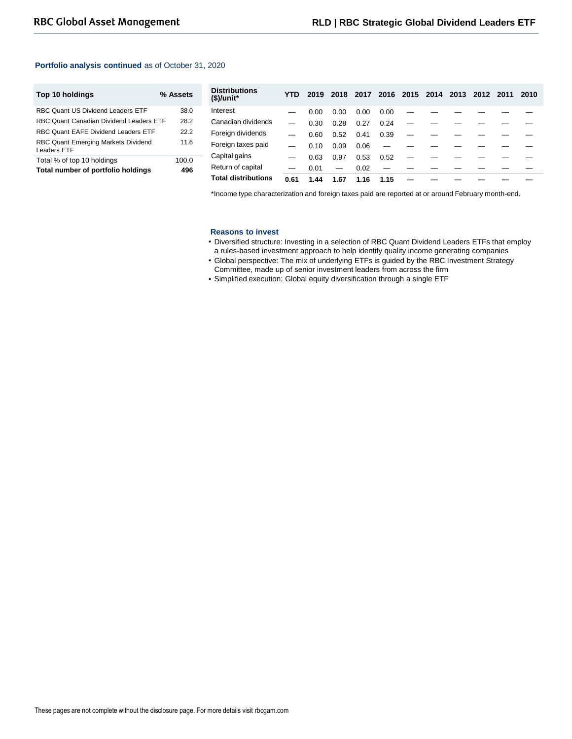**Portfolio analysis continued** as of October 31, 2020

| Top 10 holdings | % Assets |
|---|---|
| RBC Quant US Dividend Leaders ETF | 38.0 |
| RBC Quant Canadian Dividend Leaders ETF | 28.2 |
| RBC Quant EAFE Dividend Leaders ETF | 22.2 |
| RBC Quant Emerging Markets Dividend Leaders ETF | 11.6 |
| Total % of top 10 holdings | 100.0 |
| **Total number of portfolio holdings** | **496** |

| Distributions ($)/unit* | YTD | 2019 | 2018 | 2017 | 2016 | 2015 | 2014 | 2013 | 2012 | 2011 | 2010 |
|---|---|---|---|---|---|---|---|---|---|---|---|
| Interest | — | 0.00 | 0.00 | 0.00 | 0.00 | — | — | — | — | — | — |
| Canadian dividends | — | 0.30 | 0.28 | 0.27 | 0.24 | — | — | — | — | — | — |
| Foreign dividends | — | 0.60 | 0.52 | 0.41 | 0.39 | — | — | — | — | — | — |
| Foreign taxes paid | — | 0.10 | 0.09 | 0.06 | — | — | — | — | — | — | — |
| Capital gains | — | 0.63 | 0.97 | 0.53 | 0.52 | — | — | — | — | — | — |
| Return of capital | — | 0.01 | — | 0.02 | — | — | — | — | — | — | — |
| **Total distributions** | **0.61** | **1.44** | **1.67** | **1.16** | **1.15** | **—** | **—** | **—** | **—** | **—** | **—** |

*Income type characterization and foreign taxes paid are reported at or around February month-end.

### Reasons to invest

- Diversified structure: Investing in a selection of RBC Quant Dividend Leaders ETFs that employ a rules-based investment approach to help identify quality income generating companies
- Global perspective: The mix of underlying ETFs is guided by the RBC Investment Strategy Committee, made up of senior investment leaders from across the firm
- Simplified execution: Global equity diversification through a single ETF

These pages are not complete without the disclosure page. For more details visit rbcgam.com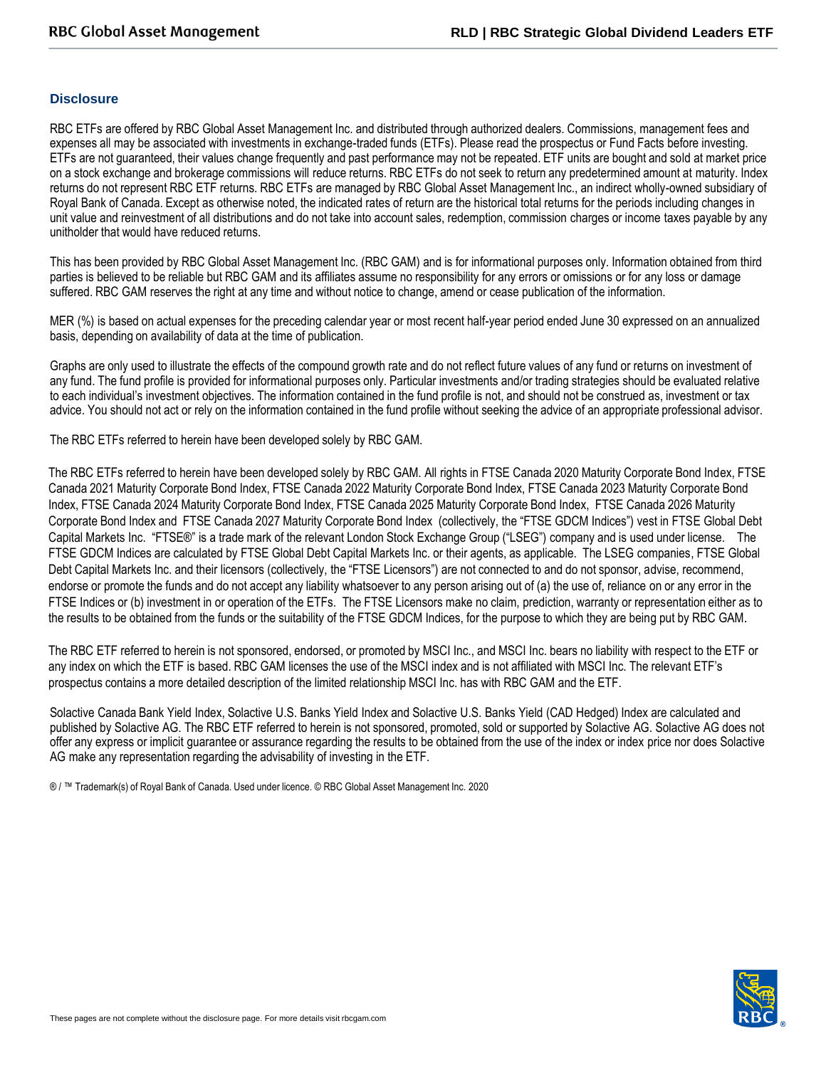## Disclosure

RBC ETFs are offered by RBC Global Asset Management Inc. and distributed through authorized dealers. Commissions, management fees and expenses all may be associated with investments in exchange-traded funds (ETFs). Please read the prospectus or Fund Facts before investing. ETFs are not guaranteed, their values change frequently and past performance may not be repeated. ETF units are bought and sold at market price on a stock exchange and brokerage commissions will reduce returns. RBC ETFs do not seek to return any predetermined amount at maturity. Index returns do not represent RBC ETF returns. RBC ETFs are managed by RBC Global Asset Management Inc., an indirect wholly-owned subsidiary of Royal Bank of Canada. Except as otherwise noted, the indicated rates of return are the historical total returns for the periods including changes in unit value and reinvestment of all distributions and do not take into account sales, redemption, commission charges or income taxes payable by any unitholder that would have reduced returns.

This has been provided by RBC Global Asset Management Inc. (RBC GAM) and is for informational purposes only. Information obtained from third parties is believed to be reliable but RBC GAM and its affiliates assume no responsibility for any errors or omissions or for any loss or damage suffered. RBC GAM reserves the right at any time and without notice to change, amend or cease publication of the information.

MER (%) is based on actual expenses for the preceding calendar year or most recent half-year period ended June 30 expressed on an annualized basis, depending on availability of data at the time of publication.

Graphs are only used to illustrate the effects of the compound growth rate and do not reflect future values of any fund or returns on investment of any fund. The fund profile is provided for informational purposes only. Particular investments and/or trading strategies should be evaluated relative to each individual's investment objectives. The information contained in the fund profile is not, and should not be construed as, investment or tax advice. You should not act or rely on the information contained in the fund profile without seeking the advice of an appropriate professional advisor.

The RBC ETFs referred to herein have been developed solely by RBC GAM.

The RBC ETFs referred to herein have been developed solely by RBC GAM. All rights in FTSE Canada 2020 Maturity Corporate Bond Index, FTSE Canada 2021 Maturity Corporate Bond Index, FTSE Canada 2022 Maturity Corporate Bond Index, FTSE Canada 2023 Maturity Corporate Bond Index, FTSE Canada 2024 Maturity Corporate Bond Index, FTSE Canada 2025 Maturity Corporate Bond Index, FTSE Canada 2026 Maturity Corporate Bond Index and FTSE Canada 2027 Maturity Corporate Bond Index (collectively, the "FTSE GDCM Indices") vest in FTSE Global Debt Capital Markets Inc. "FTSE®" is a trade mark of the relevant London Stock Exchange Group ("LSEG") company and is used under license. The FTSE GDCM Indices are calculated by FTSE Global Debt Capital Markets Inc. or their agents, as applicable. The LSEG companies, FTSE Global Debt Capital Markets Inc. and their licensors (collectively, the "FTSE Licensors") are not connected to and do not sponsor, advise, recommend, endorse or promote the funds and do not accept any liability whatsoever to any person arising out of (a) the use of, reliance on or any error in the FTSE Indices or (b) investment in or operation of the ETFs. The FTSE Licensors make no claim, prediction, warranty or representation either as to the results to be obtained from the funds or the suitability of the FTSE GDCM Indices, for the purpose to which they are being put by RBC GAM.

The RBC ETF referred to herein is not sponsored, endorsed, or promoted by MSCI Inc., and MSCI Inc. bears no liability with respect to the ETF or any index on which the ETF is based. RBC GAM licenses the use of the MSCI index and is not affiliated with MSCI Inc. The relevant ETF's prospectus contains a more detailed description of the limited relationship MSCI Inc. has with RBC GAM and the ETF.

Solactive Canada Bank Yield Index, Solactive U.S. Banks Yield Index and Solactive U.S. Banks Yield (CAD Hedged) Index are calculated and published by Solactive AG. The RBC ETF referred to herein is not sponsored, promoted, sold or supported by Solactive AG. Solactive AG does not offer any express or implicit guarantee or assurance regarding the results to be obtained from the use of the index or index price nor does Solactive AG make any representation regarding the advisability of investing in the ETF.

® / ™ Trademark(s) of Royal Bank of Canada. Used under licence. © RBC Global Asset Management Inc. 2020